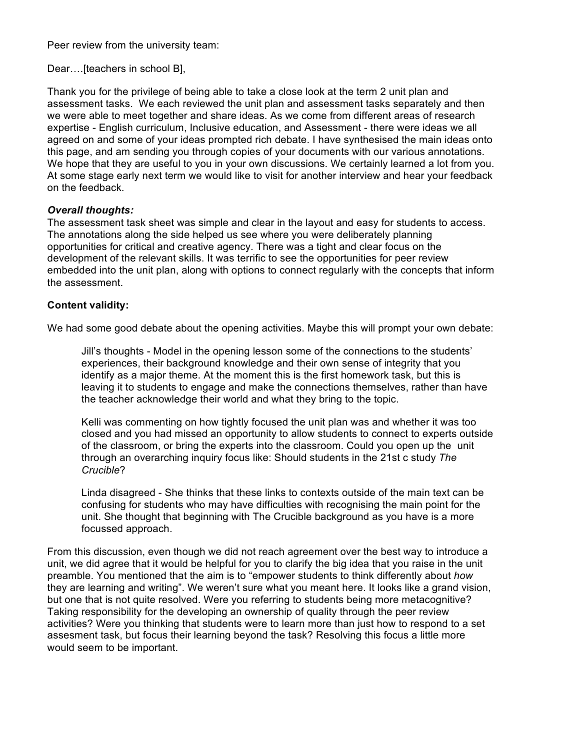Peer review from the university team:

Dear….[teachers in school B],

Thank you for the privilege of being able to take a close look at the term 2 unit plan and assessment tasks. We each reviewed the unit plan and assessment tasks separately and then we were able to meet together and share ideas. As we come from different areas of research expertise - English curriculum, Inclusive education, and Assessment - there were ideas we all agreed on and some of your ideas prompted rich debate. I have synthesised the main ideas onto this page, and am sending you through copies of your documents with our various annotations. We hope that they are useful to you in your own discussions. We certainly learned a lot from you. At some stage early next term we would like to visit for another interview and hear your feedback on the feedback.

***Overall thoughts:***

The assessment task sheet was simple and clear in the layout and easy for students to access. The annotations along the side helped us see where you were deliberately planning opportunities for critical and creative agency. There was a tight and clear focus on the development of the relevant skills. It was terrific to see the opportunities for peer review embedded into the unit plan, along with options to connect regularly with the concepts that inform the assessment.

**Content validity:**

We had some good debate about the opening activities. Maybe this will prompt your own debate:

> Jill's thoughts - Model in the opening lesson some of the connections to the students' experiences, their background knowledge and their own sense of integrity that you identify as a major theme. At the moment this is the first homework task, but this is leaving it to students to engage and make the connections themselves, rather than have the teacher acknowledge their world and what they bring to the topic.
>
> Kelli was commenting on how tightly focused the unit plan was and whether it was too closed and you had missed an opportunity to allow students to connect to experts outside of the classroom, or bring the experts into the classroom. Could you open up the unit through an overarching inquiry focus like: Should students in the 21st c study *The Crucible*?
>
> Linda disagreed - She thinks that these links to contexts outside of the main text can be confusing for students who may have difficulties with recognising the main point for the unit. She thought that beginning with The Crucible background as you have is a more focussed approach.

From this discussion, even though we did not reach agreement over the best way to introduce a unit, we did agree that it would be helpful for you to clarify the big idea that you raise in the unit preamble. You mentioned that the aim is to "empower students to think differently about *how* they are learning and writing". We weren't sure what you meant here. It looks like a grand vision, but one that is not quite resolved. Were you referring to students being more metacognitive? Taking responsibility for the developing an ownership of quality through the peer review activities? Were you thinking that students were to learn more than just how to respond to a set assesment task, but focus their learning beyond the task? Resolving this focus a little more would seem to be important.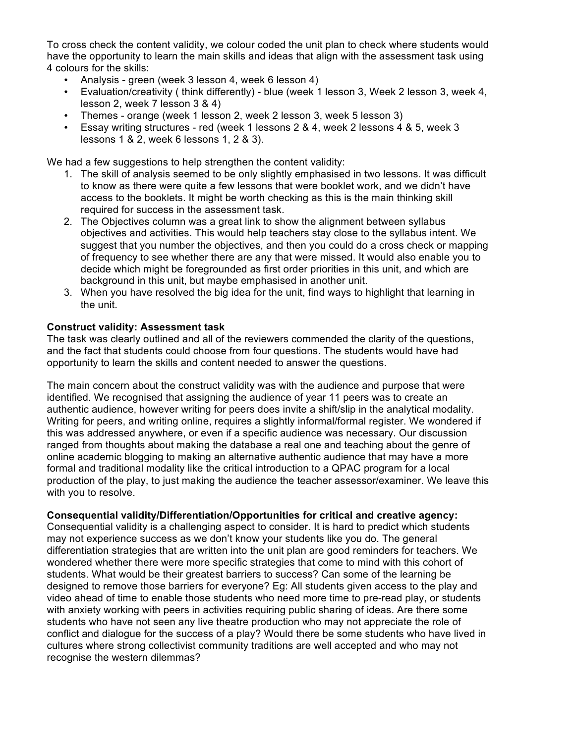To cross check the content validity, we colour coded the unit plan to check where students would have the opportunity to learn the main skills and ideas that align with the assessment task using 4 colours for the skills:

- Analysis - green (week 3 lesson 4, week 6 lesson 4)
- Evaluation/creativity ( think differently) - blue (week 1 lesson 3, Week 2 lesson 3, week 4, lesson 2, week 7 lesson 3 & 4)
- Themes - orange (week 1 lesson 2, week 2 lesson 3, week 5 lesson 3)
- Essay writing structures - red (week 1 lessons 2 & 4, week 2 lessons 4 & 5, week 3 lessons 1 & 2, week 6 lessons 1, 2 & 3).

We had a few suggestions to help strengthen the content validity:

1. The skill of analysis seemed to be only slightly emphasised in two lessons. It was difficult to know as there were quite a few lessons that were booklet work, and we didn't have access to the booklets. It might be worth checking as this is the main thinking skill required for success in the assessment task.
2. The Objectives column was a great link to show the alignment between syllabus objectives and activities. This would help teachers stay close to the syllabus intent. We suggest that you number the objectives, and then you could do a cross check or mapping of frequency to see whether there are any that were missed. It would also enable you to decide which might be foregrounded as first order priorities in this unit, and which are background in this unit, but maybe emphasised in another unit.
3. When you have resolved the big idea for the unit, find ways to highlight that learning in the unit.

**Construct validity: Assessment task**

The task was clearly outlined and all of the reviewers commended the clarity of the questions, and the fact that students could choose from four questions. The students would have had opportunity to learn the skills and content needed to answer the questions.

The main concern about the construct validity was with the audience and purpose that were identified. We recognised that assigning the audience of year 11 peers was to create an authentic audience, however writing for peers does invite a shift/slip in the analytical modality. Writing for peers, and writing online, requires a slightly informal/formal register. We wondered if this was addressed anywhere, or even if a specific audience was necessary. Our discussion ranged from thoughts about making the database a real one and teaching about the genre of online academic blogging to making an alternative authentic audience that may have a more formal and traditional modality like the critical introduction to a QPAC program for a local production of the play, to just making the audience the teacher assessor/examiner. We leave this with you to resolve.

**Consequential validity/Differentiation/Opportunities for critical and creative agency:**

Consequential validity is a challenging aspect to consider. It is hard to predict which students may not experience success as we don't know your students like you do. The general differentiation strategies that are written into the unit plan are good reminders for teachers. We wondered whether there were more specific strategies that come to mind with this cohort of students. What would be their greatest barriers to success? Can some of the learning be designed to remove those barriers for everyone? Eg: All students given access to the play and video ahead of time to enable those students who need more time to pre-read play, or students with anxiety working with peers in activities requiring public sharing of ideas. Are there some students who have not seen any live theatre production who may not appreciate the role of conflict and dialogue for the success of a play? Would there be some students who have lived in cultures where strong collectivist community traditions are well accepted and who may not recognise the western dilemmas?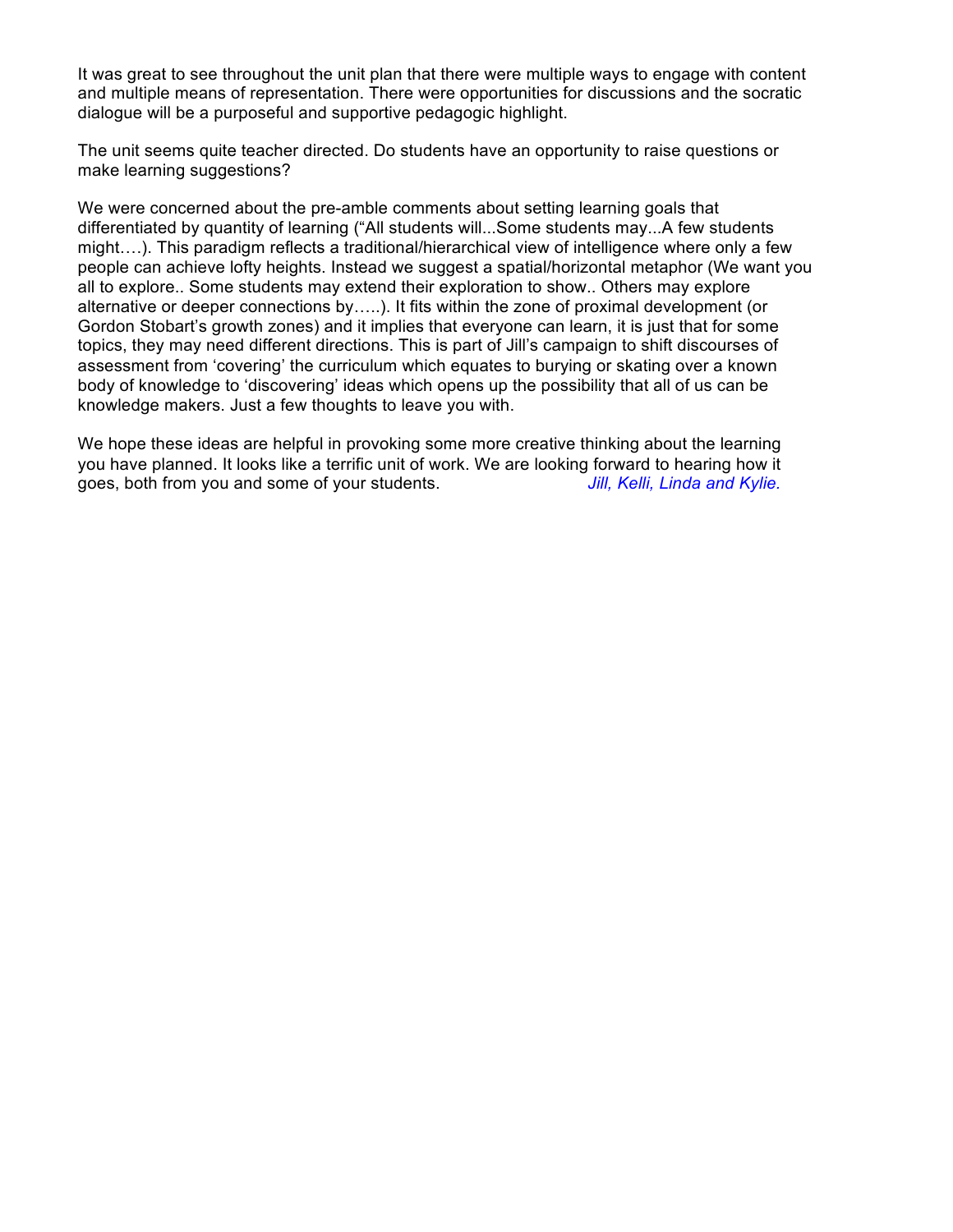It was great to see throughout the unit plan that there were multiple ways to engage with content and multiple means of representation. There were opportunities for discussions and the socratic dialogue will be a purposeful and supportive pedagogic highlight.

The unit seems quite teacher directed. Do students have an opportunity to raise questions or make learning suggestions?

We were concerned about the pre-amble comments about setting learning goals that differentiated by quantity of learning ("All students will...Some students may...A few students might….). This paradigm reflects a traditional/hierarchical view of intelligence where only a few people can achieve lofty heights. Instead we suggest a spatial/horizontal metaphor (We want you all to explore.. Some students may extend their exploration to show.. Others may explore alternative or deeper connections by…..). It fits within the zone of proximal development (or Gordon Stobart's growth zones) and it implies that everyone can learn, it is just that for some topics, they may need different directions. This is part of Jill's campaign to shift discourses of assessment from 'covering' the curriculum which equates to burying or skating over a known body of knowledge to 'discovering' ideas which opens up the possibility that all of us can be knowledge makers. Just a few thoughts to leave you with.

We hope these ideas are helpful in provoking some more creative thinking about the learning you have planned. It looks like a terrific unit of work. We are looking forward to hearing how it goes, both from you and some of your students. *Jill, Kelli, Linda and Kylie.*